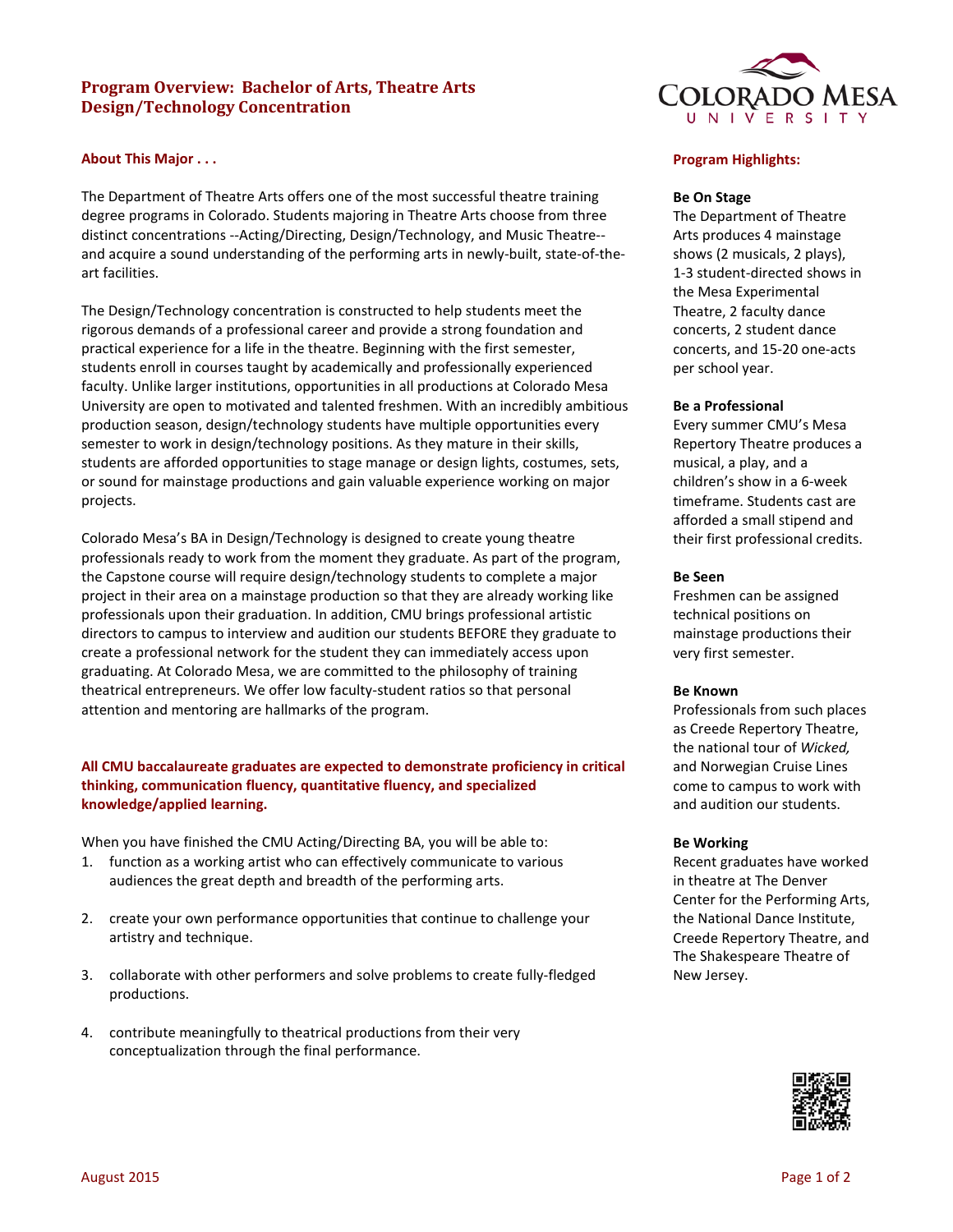# Program Overview: Bachelor of Arts, Theatre Arts Design/Technology Concentration

## About This Major . . .

The Department of Theatre Arts offers one of the most successful theatre training degree programs in Colorado. Students majoring in Theatre Arts choose from three distinct concentrations --Acting/Directing, Design/Technology, and Music Theatre-- and acquire a sound understanding of the performing arts in newly-built, state-of-the-art facilities.

The Design/Technology concentration is constructed to help students meet the rigorous demands of a professional career and provide a strong foundation and practical experience for a life in the theatre. Beginning with the first semester, students enroll in courses taught by academically and professionally experienced faculty. Unlike larger institutions, opportunities in all productions at Colorado Mesa University are open to motivated and talented freshmen. With an incredibly ambitious production season, design/technology students have multiple opportunities every semester to work in design/technology positions. As they mature in their skills, students are afforded opportunities to stage manage or design lights, costumes, sets, or sound for mainstage productions and gain valuable experience working on major projects.

Colorado Mesa's BA in Design/Technology is designed to create young theatre professionals ready to work from the moment they graduate. As part of the program, the Capstone course will require design/technology students to complete a major project in their area on a mainstage production so that they are already working like professionals upon their graduation. In addition, CMU brings professional artistic directors to campus to interview and audition our students BEFORE they graduate to create a professional network for the student they can immediately access upon graduating. At Colorado Mesa, we are committed to the philosophy of training theatrical entrepreneurs. We offer low faculty-student ratios so that personal attention and mentoring are hallmarks of the program.

**All CMU baccalaureate graduates are expected to demonstrate proficiency in critical thinking, communication fluency, quantitative fluency, and specialized knowledge/applied learning.**

When you have finished the CMU Acting/Directing BA, you will be able to:

1. function as a working artist who can effectively communicate to various audiences the great depth and breadth of the performing arts.
2. create your own performance opportunities that continue to challenge your artistry and technique.
3. collaborate with other performers and solve problems to create fully-fledged productions.
4. contribute meaningfully to theatrical productions from their very conceptualization through the final performance.

## Program Highlights:

**Be On Stage**
The Department of Theatre Arts produces 4 mainstage shows (2 musicals, 2 plays), 1-3 student-directed shows in the Mesa Experimental Theatre, 2 faculty dance concerts, 2 student dance concerts, and 15-20 one-acts per school year.

**Be a Professional**
Every summer CMU's Mesa Repertory Theatre produces a musical, a play, and a children's show in a 6-week timeframe. Students cast are afforded a small stipend and their first professional credits.

**Be Seen**
Freshmen can be assigned technical positions on mainstage productions their very first semester.

**Be Known**
Professionals from such places as Creede Repertory Theatre, the national tour of *Wicked,* and Norwegian Cruise Lines come to campus to work with and audition our students.

**Be Working**
Recent graduates have worked in theatre at The Denver Center for the Performing Arts, the National Dance Institute, Creede Repertory Theatre, and The Shakespeare Theatre of New Jersey.

August 2015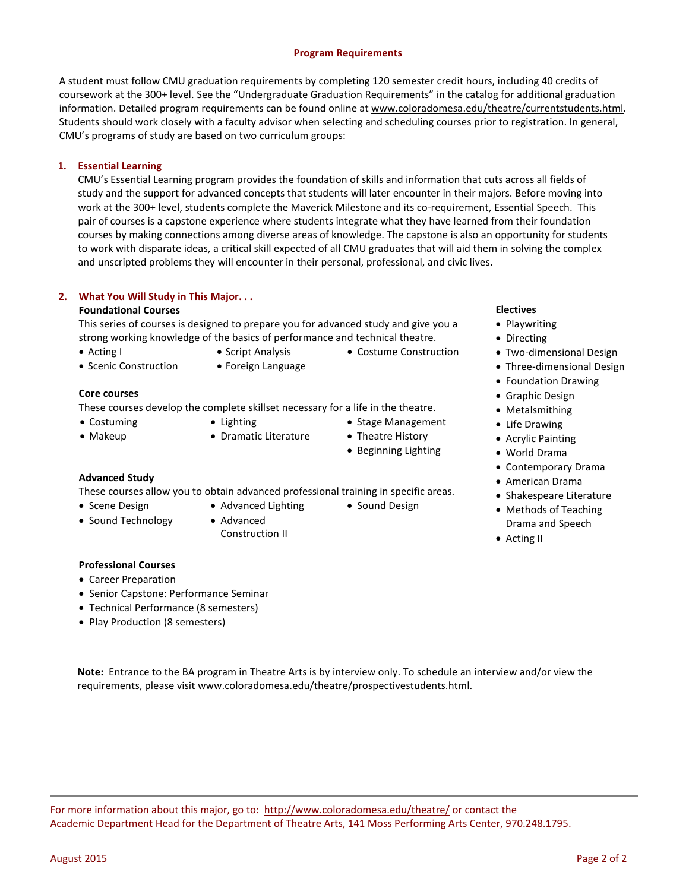## Program Requirements

A student must follow CMU graduation requirements by completing 120 semester credit hours, including 40 credits of coursework at the 300+ level. See the "Undergraduate Graduation Requirements" in the catalog for additional graduation information. Detailed program requirements can be found online at www.coloradomesa.edu/theatre/currentstudents.html. Students should work closely with a faculty advisor when selecting and scheduling courses prior to registration. In general, CMU's programs of study are based on two curriculum groups:

### 1. Essential Learning

CMU's Essential Learning program provides the foundation of skills and information that cuts across all fields of study and the support for advanced concepts that students will later encounter in their majors. Before moving into work at the 300+ level, students complete the Maverick Milestone and its co-requirement, Essential Speech. This pair of courses is a capstone experience where students integrate what they have learned from their foundation courses by making connections among diverse areas of knowledge. The capstone is also an opportunity for students to work with disparate ideas, a critical skill expected of all CMU graduates that will aid them in solving the complex and unscripted problems they will encounter in their personal, professional, and civic lives.

### 2. What You Will Study in This Major. . .

**Foundational Courses**

This series of courses is designed to prepare you for advanced study and give you a strong working knowledge of the basics of performance and technical theatre.

- Acting I
- Script Analysis
- Costume Construction
- Scenic Construction
- Foreign Language

**Core courses**

These courses develop the complete skillset necessary for a life in the theatre.

- Costuming
- Lighting
- Stage Management
- Makeup
- Dramatic Literature
- Theatre History
- Beginning Lighting

**Advanced Study**

These courses allow you to obtain advanced professional training in specific areas.

- Scene Design
- Advanced Lighting
- Sound Design
- Sound Technology
- Advanced Construction II

**Professional Courses**

- Career Preparation
- Senior Capstone: Performance Seminar
- Technical Performance (8 semesters)
- Play Production (8 semesters)

**Electives**

- Playwriting
- Directing
- Two-dimensional Design
- Three-dimensional Design
- Foundation Drawing
- Graphic Design
- Metalsmithing
- Life Drawing
- Acrylic Painting
- World Drama
- Contemporary Drama
- American Drama
- Shakespeare Literature
- Methods of Teaching Drama and Speech
- Acting II

**Note:** Entrance to the BA program in Theatre Arts is by interview only. To schedule an interview and/or view the requirements, please visit www.coloradomesa.edu/theatre/prospectivestudents.html.

For more information about this major, go to: http://www.coloradomesa.edu/theatre/ or contact the Academic Department Head for the Department of Theatre Arts, 141 Moss Performing Arts Center, 970.248.1795.

August 2015